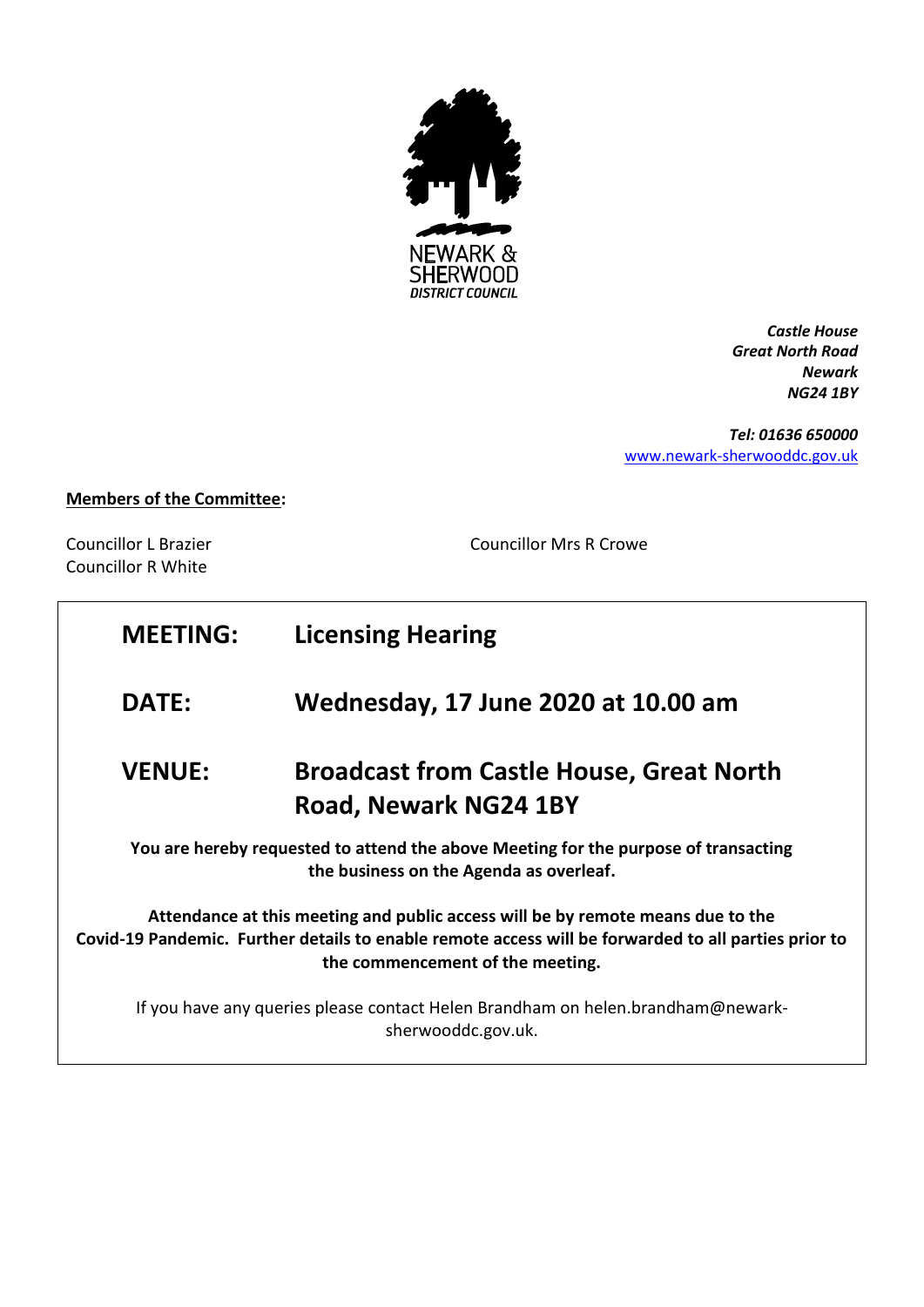NEWARK & SHERWOOD
*DISTRICT COUNCIL*

***Castle House***
***Great North Road***
***Newark***
***NG24 1BY***

***Tel: 01636 650000***
[www.newark-sherwooddc.gov.uk](www.newark-sherwooddc.gov.uk)

**Members of the Committee:**

Councillor L Brazier
Councillor R White
Councillor Mrs R Crowe

| | |
|---|---|
| **MEETING:** | **Licensing Hearing** |
| **DATE:** | **Wednesday, 17 June 2020 at 10.00 am** |
| **VENUE:** | **Broadcast from Castle House, Great North Road, Newark NG24 1BY** |

**You are hereby requested to attend the above Meeting for the purpose of transacting the business on the Agenda as overleaf.**

**Attendance at this meeting and public access will be by remote means due to the Covid-19 Pandemic. Further details to enable remote access will be forwarded to all parties prior to the commencement of the meeting.**

If you have any queries please contact Helen Brandham on helen.brandham@newark-sherwooddc.gov.uk.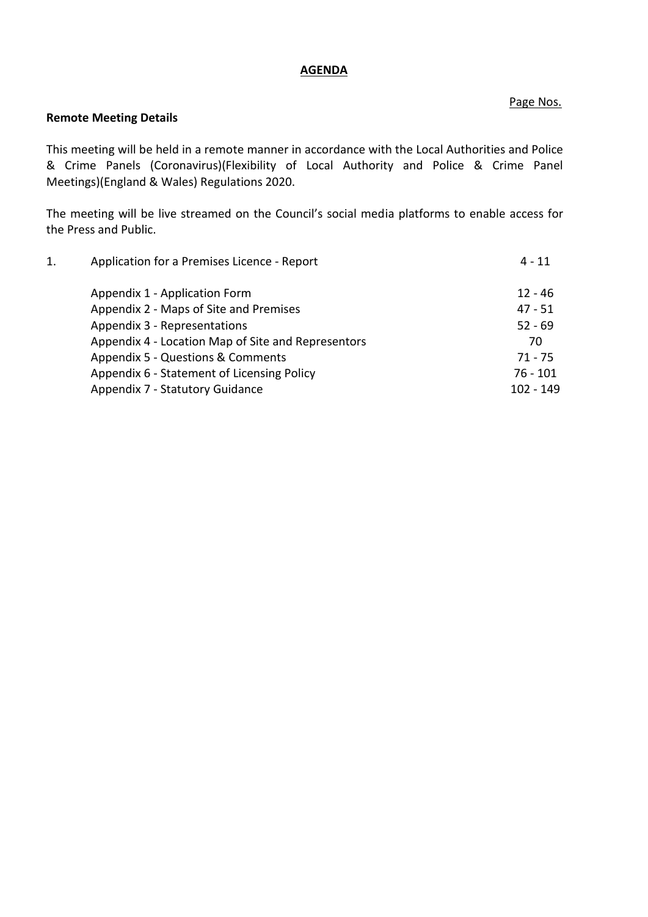# AGENDA

Page Nos.

**Remote Meeting Details**

This meeting will be held in a remote manner in accordance with the Local Authorities and Police & Crime Panels (Coronavirus)(Flexibility of Local Authority and Police & Crime Panel Meetings)(England & Wales) Regulations 2020.

The meeting will be live streamed on the Council's social media platforms to enable access for the Press and Public.

| | | |
|---|---|---|
| 1. | Application for a Premises Licence - Report | 4 - 11 |
| | Appendix 1 - Application Form | 12 - 46 |
| | Appendix 2 - Maps of Site and Premises | 47 - 51 |
| | Appendix 3 - Representations | 52 - 69 |
| | Appendix 4 - Location Map of Site and Representors | 70 |
| | Appendix 5 - Questions & Comments | 71 - 75 |
| | Appendix 6 - Statement of Licensing Policy | 76 - 101 |
| | Appendix 7 - Statutory Guidance | 102 - 149 |